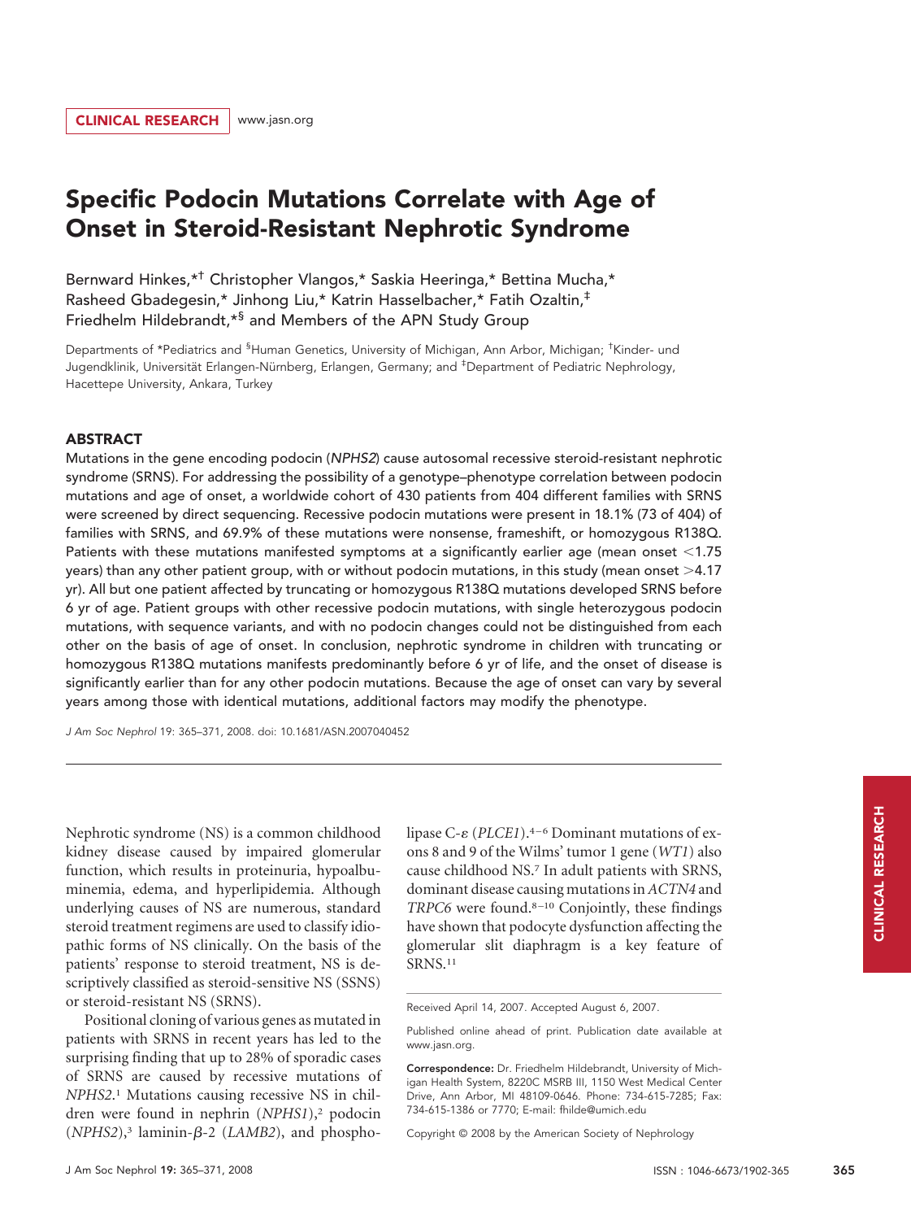CLINICAL RESEARCH | www.jasn.org

# Specific Podocin Mutations Correlate with Age of Onset in Steroid-Resistant Nephrotic Syndrome

Bernward Hinkes,[*†] Christopher Vlangos,[*] Saskia Heeringa,[*] Bettina Mucha,[*] Rasheed Gbadegesin,[*] Jinhong Liu,[*] Katrin Hasselbacher,[*] Fatih Ozaltin,[‡] Friedhelm Hildebrandt,[*§] and Members of the APN Study Group

Departments of [*]Pediatrics and [§]Human Genetics, University of Michigan, Ann Arbor, Michigan; [†]Kinder- und Jugendklinik, Universität Erlangen-Nürnberg, Erlangen, Germany; and [‡]Department of Pediatric Nephrology, Hacettepe University, Ankara, Turkey

## ABSTRACT

Mutations in the gene encoding podocin (*NPHS2*) cause autosomal recessive steroid-resistant nephrotic syndrome (SRNS). For addressing the possibility of a genotype–phenotype correlation between podocin mutations and age of onset, a worldwide cohort of 430 patients from 404 different families with SRNS were screened by direct sequencing. Recessive podocin mutations were present in 18.1% (73 of 404) of families with SRNS, and 69.9% of these mutations were nonsense, frameshift, or homozygous R138Q. Patients with these mutations manifested symptoms at a significantly earlier age (mean onset <1.75 years) than any other patient group, with or without podocin mutations, in this study (mean onset >4.17 yr). All but one patient affected by truncating or homozygous R138Q mutations developed SRNS before 6 yr of age. Patient groups with other recessive podocin mutations, with single heterozygous podocin mutations, with sequence variants, and with no podocin changes could not be distinguished from each other on the basis of age of onset. In conclusion, nephrotic syndrome in children with truncating or homozygous R138Q mutations manifests predominantly before 6 yr of life, and the onset of disease is significantly earlier than for any other podocin mutations. Because the age of onset can vary by several years among those with identical mutations, additional factors may modify the phenotype.

*J Am Soc Nephrol* 19: 365–371, 2008. doi: 10.1681/ASN.2007040452

---

Nephrotic syndrome (NS) is a common childhood kidney disease caused by impaired glomerular function, which results in proteinuria, hypoalbuminemia, edema, and hyperlipidemia. Although underlying causes of NS are numerous, standard steroid treatment regimens are used to classify idiopathic forms of NS clinically. On the basis of the patients' response to steroid treatment, NS is descriptively classified as steroid-sensitive NS (SSNS) or steroid-resistant NS (SRNS).

Positional cloning of various genes as mutated in patients with SRNS in recent years has led to the surprising finding that up to 28% of sporadic cases of SRNS are caused by recessive mutations of *NPHS2*.[1] Mutations causing recessive NS in children were found in nephrin (*NPHS1*),[2] podocin (*NPHS2*),[3] laminin-β-2 (*LAMB2*), and phospholipase C-ε (*PLCE1*).[4–6] Dominant mutations of exons 8 and 9 of the Wilms' tumor 1 gene (*WT1*) also cause childhood NS.[7] In adult patients with SRNS, dominant disease causing mutations in *ACTN4* and *TRPC6* were found.[8–10] Conjointly, these findings have shown that podocyte dysfunction affecting the glomerular slit diaphragm is a key feature of SRNS.[11]

Received April 14, 2007. Accepted August 6, 2007.

Published online ahead of print. Publication date available at www.jasn.org.

**Correspondence:** Dr. Friedhelm Hildebrandt, University of Michigan Health System, 8220C MSRB III, 1150 West Medical Center Drive, Ann Arbor, MI 48109-0646. Phone: 734-615-7285; Fax: 734-615-1386 or 7770; E-mail: fhilde@umich.edu

Copyright © 2008 by the American Society of Nephrology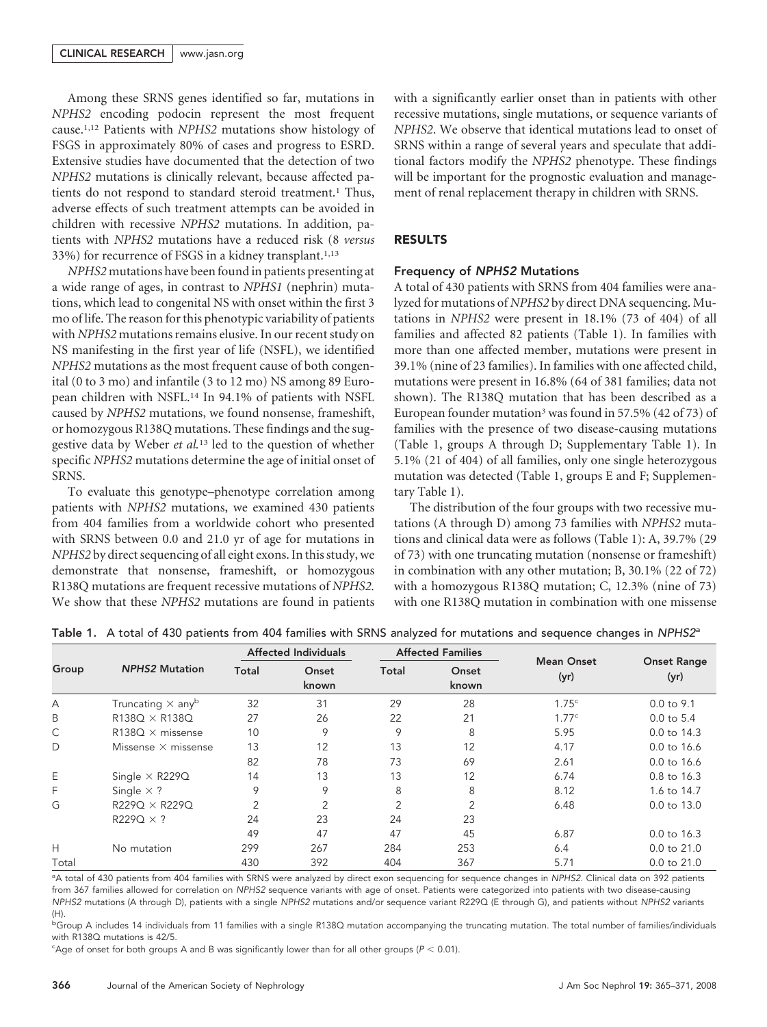Among these SRNS genes identified so far, mutations in *NPHS2* encoding podocin represent the most frequent cause.[1,12] Patients with *NPHS2* mutations show histology of FSGS in approximately 80% of cases and progress to ESRD. Extensive studies have documented that the detection of two *NPHS2* mutations is clinically relevant, because affected patients do not respond to standard steroid treatment.[1] Thus, adverse effects of such treatment attempts can be avoided in children with recessive *NPHS2* mutations. In addition, patients with *NPHS2* mutations have a reduced risk (8 *versus* 33%) for recurrence of FSGS in a kidney transplant.[1,13]

*NPHS2* mutations have been found in patients presenting at a wide range of ages, in contrast to *NPHS1* (nephrin) mutations, which lead to congenital NS with onset within the first 3 mo of life. The reason for this phenotypic variability of patients with *NPHS2* mutations remains elusive. In our recent study on NS manifesting in the first year of life (NSFL), we identified *NPHS2* mutations as the most frequent cause of both congenital (0 to 3 mo) and infantile (3 to 12 mo) NS among 89 European children with NSFL.[14] In 94.1% of patients with NSFL caused by *NPHS2* mutations, we found nonsense, frameshift, or homozygous R138Q mutations. These findings and the suggestive data by Weber *et al.*[13] led to the question of whether specific *NPHS2* mutations determine the age of initial onset of SRNS.

To evaluate this genotype–phenotype correlation among patients with *NPHS2* mutations, we examined 430 patients from 404 families from a worldwide cohort who presented with SRNS between 0.0 and 21.0 yr of age for mutations in *NPHS2* by direct sequencing of all eight exons. In this study, we demonstrate that nonsense, frameshift, or homozygous R138Q mutations are frequent recessive mutations of *NPHS2.* We show that these *NPHS2* mutations are found in patients with a significantly earlier onset than in patients with other recessive mutations, single mutations, or sequence variants of *NPHS2*. We observe that identical mutations lead to onset of SRNS within a range of several years and speculate that additional factors modify the *NPHS2* phenotype. These findings will be important for the prognostic evaluation and management of renal replacement therapy in children with SRNS.

## RESULTS

### Frequency of *NPHS2* Mutations

A total of 430 patients with SRNS from 404 families were analyzed for mutations of *NPHS2* by direct DNA sequencing. Mutations in *NPHS2* were present in 18.1% (73 of 404) of all families and affected 82 patients (Table 1). In families with more than one affected member, mutations were present in 39.1% (nine of 23 families). In families with one affected child, mutations were present in 16.8% (64 of 381 families; data not shown). The R138Q mutation that has been described as a European founder mutation[3] was found in 57.5% (42 of 73) of families with the presence of two disease-causing mutations (Table 1, groups A through D; Supplementary Table 1). In 5.1% (21 of 404) of all families, only one single heterozygous mutation was detected (Table 1, groups E and F; Supplementary Table 1).

The distribution of the four groups with two recessive mutations (A through D) among 73 families with *NPHS2* mutations and clinical data were as follows (Table 1): A, 39.7% (29 of 73) with one truncating mutation (nonsense or frameshift) in combination with any other mutation; B, 30.1% (22 of 72) with a homozygous R138Q mutation; C, 12.3% (nine of 73) with one R138Q mutation in combination with one missense

Table 1. A total of 430 patients from 404 families with SRNS analyzed for mutations and sequence changes in *NPHS2*[a]

| Group | *NPHS2* Mutation | Affected Individuals | | Affected Families | | Mean Onset (yr) | Onset Range (yr) |
|---|---|---|---|---|---|---|---|
| | | Total | Onset known | Total | Onset known | | |
| A | Truncating × any[b] | 32 | 31 | 29 | 28 | 1.75[c] | 0.0 to 9.1 |
| B | R138Q × R138Q | 27 | 26 | 22 | 21 | 1.77[c] | 0.0 to 5.4 |
| C | R138Q × missense | 10 | 9 | 9 | 8 | 5.95 | 0.0 to 14.3 |
| D | Missense × missense | 13 | 12 | 13 | 12 | 4.17 | 0.0 to 16.6 |
| | | 82 | 78 | 73 | 69 | 2.61 | 0.0 to 16.6 |
| E | Single × R229Q | 14 | 13 | 13 | 12 | 6.74 | 0.8 to 16.3 |
| F | Single × ? | 9 | 9 | 8 | 8 | 8.12 | 1.6 to 14.7 |
| G | R229Q × R229Q | 2 | 2 | 2 | 2 | 6.48 | 0.0 to 13.0 |
| | R229Q × ? | 24 | 23 | 24 | 23 | | |
| | | 49 | 47 | 47 | 45 | 6.87 | 0.0 to 16.3 |
| H | No mutation | 299 | 267 | 284 | 253 | 6.4 | 0.0 to 21.0 |
| Total | | 430 | 392 | 404 | 367 | 5.71 | 0.0 to 21.0 |

[a]A total of 430 patients from 404 families with SRNS were analyzed by direct exon sequencing for sequence changes in *NPHS2*. Clinical data on 392 patients from 367 families allowed for correlation on *NPHS2* sequence variants with age of onset. Patients were categorized into patients with two disease-causing *NPHS2* mutations (A through D), patients with a single *NPHS2* mutations and/or sequence variant R229Q (E through G), and patients without *NPHS2* variants (H).

[b]Group A includes 14 individuals from 11 families with a single R138Q mutation accompanying the truncating mutation. The total number of families/individuals with R138Q mutations is 42/5.

[c]Age of onset for both groups A and B was significantly lower than for all other groups ($P < 0.01$).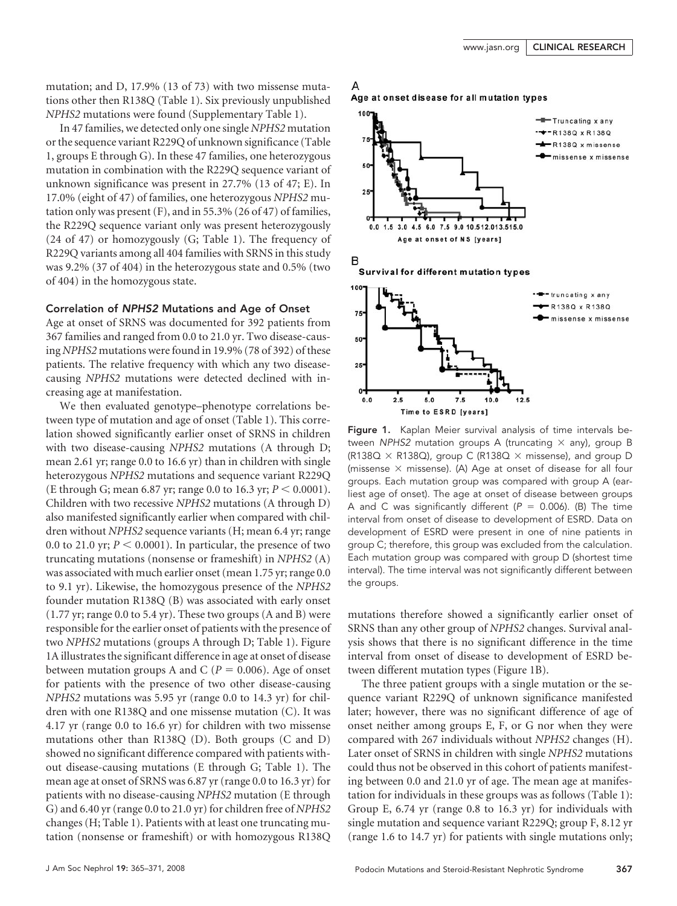mutation; and D, 17.9% (13 of 73) with two missense mutations other then R138Q (Table 1). Six previously unpublished *NPHS2* mutations were found (Supplementary Table 1).

In 47 families, we detected only one single *NPHS2* mutation or the sequence variant R229Q of unknown significance (Table 1, groups E through G). In these 47 families, one heterozygous mutation in combination with the R229Q sequence variant of unknown significance was present in 27.7% (13 of 47; E). In 17.0% (eight of 47) of families, one heterozygous *NPHS2* mutation only was present (F), and in 55.3% (26 of 47) of families, the R229Q sequence variant only was present heterozygously (24 of 47) or homozygously (G; Table 1). The frequency of R229Q variants among all 404 families with SRNS in this study was 9.2% (37 of 404) in the heterozygous state and 0.5% (two of 404) in the homozygous state.

### Correlation of *NPHS2* Mutations and Age of Onset

Age at onset of SRNS was documented for 392 patients from 367 families and ranged from 0.0 to 21.0 yr. Two disease-causing *NPHS2* mutations were found in 19.9% (78 of 392) of these patients. The relative frequency with which any two disease-causing *NPHS2* mutations were detected declined with increasing age at manifestation.

We then evaluated genotype–phenotype correlations between type of mutation and age of onset (Table 1). This correlation showed significantly earlier onset of SRNS in children with two disease-causing *NPHS2* mutations (A through D; mean 2.61 yr; range 0.0 to 16.6 yr) than in children with single heterozygous *NPHS2* mutations and sequence variant R229Q (E through G; mean 6.87 yr; range 0.0 to 16.3 yr; $P < 0.0001$). Children with two recessive *NPHS2* mutations (A through D) also manifested significantly earlier when compared with children without *NPHS2* sequence variants (H; mean 6.4 yr; range 0.0 to 21.0 yr; $P < 0.0001$). In particular, the presence of two truncating mutations (nonsense or frameshift) in *NPHS2* (A) was associated with much earlier onset (mean 1.75 yr; range 0.0 to 9.1 yr). Likewise, the homozygous presence of the *NPHS2* founder mutation R138Q (B) was associated with early onset (1.77 yr; range 0.0 to 5.4 yr). These two groups (A and B) were responsible for the earlier onset of patients with the presence of two *NPHS2* mutations (groups A through D; Table 1). Figure 1A illustrates the significant difference in age at onset of disease between mutation groups A and C ($P = 0.006$). Age of onset for patients with the presence of two other disease-causing *NPHS2* mutations was 5.95 yr (range 0.0 to 14.3 yr) for children with one R138Q and one missense mutation (C). It was 4.17 yr (range 0.0 to 16.6 yr) for children with two missense mutations other than R138Q (D). Both groups (C and D) showed no significant difference compared with patients without disease-causing mutations (E through G; Table 1). The mean age at onset of SRNS was 6.87 yr (range 0.0 to 16.3 yr) for patients with no disease-causing *NPHS2* mutation (E through G) and 6.40 yr (range 0.0 to 21.0 yr) for children free of *NPHS2* changes (H; Table 1). Patients with at least one truncating mutation (nonsense or frameshift) or with homozygous R138Q mutations therefore showed a significantly earlier onset of SRNS than any other group of *NPHS2* changes. Survival analysis shows that there is no significant difference in the time interval from onset of disease to development of ESRD between different mutation types (Figure 1B).

**Figure 1.** Kaplan Meier survival analysis of time intervals between *NPHS2* mutation groups A (truncating × any), group B (R138Q × R138Q), group C (R138Q × missense), and group D (missense × missense). (A) Age at onset of disease for all four groups. Each mutation group was compared with group A (earliest age of onset). The age at onset of disease between groups A and C was significantly different ($P = 0.006$). (B) The time interval from onset of disease to development of ESRD. Data on development of ESRD were present in one of nine patients in group C; therefore, this group was excluded from the calculation. Each mutation group was compared with group D (shortest time interval). The time interval was not significantly different between the groups.

The three patient groups with a single mutation or the sequence variant R229Q of unknown significance manifested later; however, there was no significant difference of age of onset neither among groups E, F, or G nor when they were compared with 267 individuals without *NPHS2* changes (H). Later onset of SRNS in children with single *NPHS2* mutations could thus not be observed in this cohort of patients manifesting between 0.0 and 21.0 yr of age. The mean age at manifestation for individuals in these groups was as follows (Table 1): Group E, 6.74 yr (range 0.8 to 16.3 yr) for individuals with single mutation and sequence variant R229Q; group F, 8.12 yr (range 1.6 to 14.7 yr) for patients with single mutations only;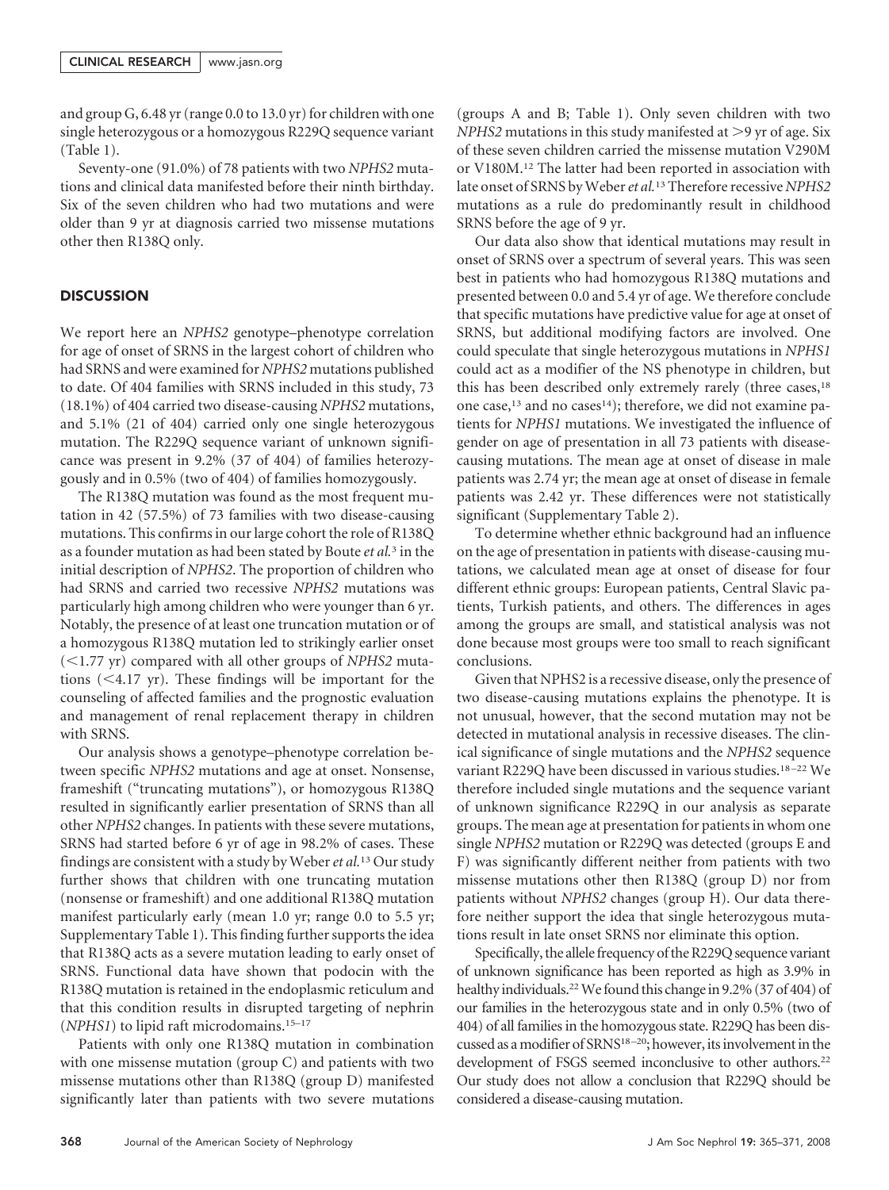and group G, 6.48 yr (range 0.0 to 13.0 yr) for children with one single heterozygous or a homozygous R229Q sequence variant (Table 1).

Seventy-one (91.0%) of 78 patients with two *NPHS2* mutations and clinical data manifested before their ninth birthday. Six of the seven children who had two mutations and were older than 9 yr at diagnosis carried two missense mutations other then R138Q only.

## DISCUSSION

We report here an *NPHS2* genotype–phenotype correlation for age of onset of SRNS in the largest cohort of children who had SRNS and were examined for *NPHS2* mutations published to date. Of 404 families with SRNS included in this study, 73 (18.1%) of 404 carried two disease-causing *NPHS2* mutations, and 5.1% (21 of 404) carried only one single heterozygous mutation. The R229Q sequence variant of unknown significance was present in 9.2% (37 of 404) of families heterozygously and in 0.5% (two of 404) of families homozygously.

The R138Q mutation was found as the most frequent mutation in 42 (57.5%) of 73 families with two disease-causing mutations. This confirms in our large cohort the role of R138Q as a founder mutation as had been stated by Boute *et al.*[3] in the initial description of *NPHS2*. The proportion of children who had SRNS and carried two recessive *NPHS2* mutations was particularly high among children who were younger than 6 yr. Notably, the presence of at least one truncation mutation or of a homozygous R138Q mutation led to strikingly earlier onset (<1.77 yr) compared with all other groups of *NPHS2* mutations (<4.17 yr). These findings will be important for the counseling of affected families and the prognostic evaluation and management of renal replacement therapy in children with SRNS.

Our analysis shows a genotype–phenotype correlation between specific *NPHS2* mutations and age at onset. Nonsense, frameshift ("truncating mutations"), or homozygous R138Q resulted in significantly earlier presentation of SRNS than all other *NPHS2* changes. In patients with these severe mutations, SRNS had started before 6 yr of age in 98.2% of cases. These findings are consistent with a study by Weber *et al.*[13] Our study further shows that children with one truncating mutation (nonsense or frameshift) and one additional R138Q mutation manifest particularly early (mean 1.0 yr; range 0.0 to 5.5 yr; Supplementary Table 1). This finding further supports the idea that R138Q acts as a severe mutation leading to early onset of SRNS. Functional data have shown that podocin with the R138Q mutation is retained in the endoplasmic reticulum and that this condition results in disrupted targeting of nephrin (*NPHS1*) to lipid raft microdomains.[15–17]

Patients with only one R138Q mutation in combination with one missense mutation (group C) and patients with two missense mutations other than R138Q (group D) manifested significantly later than patients with two severe mutations (groups A and B; Table 1). Only seven children with two *NPHS2* mutations in this study manifested at >9 yr of age. Six of these seven children carried the missense mutation V290M or V180M.[12] The latter had been reported in association with late onset of SRNS by Weber *et al.*[13] Therefore recessive *NPHS2* mutations as a rule do predominantly result in childhood SRNS before the age of 9 yr.

Our data also show that identical mutations may result in onset of SRNS over a spectrum of several years. This was seen best in patients who had homozygous R138Q mutations and presented between 0.0 and 5.4 yr of age. We therefore conclude that specific mutations have predictive value for age at onset of SRNS, but additional modifying factors are involved. One could speculate that single heterozygous mutations in *NPHS1* could act as a modifier of the NS phenotype in children, but this has been described only extremely rarely (three cases,[18] one case,[13] and no cases[14]); therefore, we did not examine patients for *NPHS1* mutations. We investigated the influence of gender on age of presentation in all 73 patients with disease-causing mutations. The mean age at onset of disease in male patients was 2.74 yr; the mean age at onset of disease in female patients was 2.42 yr. These differences were not statistically significant (Supplementary Table 2).

To determine whether ethnic background had an influence on the age of presentation in patients with disease-causing mutations, we calculated mean age at onset of disease for four different ethnic groups: European patients, Central Slavic patients, Turkish patients, and others. The differences in ages among the groups are small, and statistical analysis was not done because most groups were too small to reach significant conclusions.

Given that NPHS2 is a recessive disease, only the presence of two disease-causing mutations explains the phenotype. It is not unusual, however, that the second mutation may not be detected in mutational analysis in recessive diseases. The clinical significance of single mutations and the *NPHS2* sequence variant R229Q have been discussed in various studies.[18–22] We therefore included single mutations and the sequence variant of unknown significance R229Q in our analysis as separate groups. The mean age at presentation for patients in whom one single *NPHS2* mutation or R229Q was detected (groups E and F) was significantly different neither from patients with two missense mutations other then R138Q (group D) nor from patients without *NPHS2* changes (group H). Our data therefore neither support the idea that single heterozygous mutations result in late onset SRNS nor eliminate this option.

Specifically, the allele frequency of the R229Q sequence variant of unknown significance has been reported as high as 3.9% in healthy individuals.[22] We found this change in 9.2% (37 of 404) of our families in the heterozygous state and in only 0.5% (two of 404) of all families in the homozygous state. R229Q has been discussed as a modifier of SRNS[18–20]; however, its involvement in the development of FSGS seemed inconclusive to other authors.[22] Our study does not allow a conclusion that R229Q should be considered a disease-causing mutation.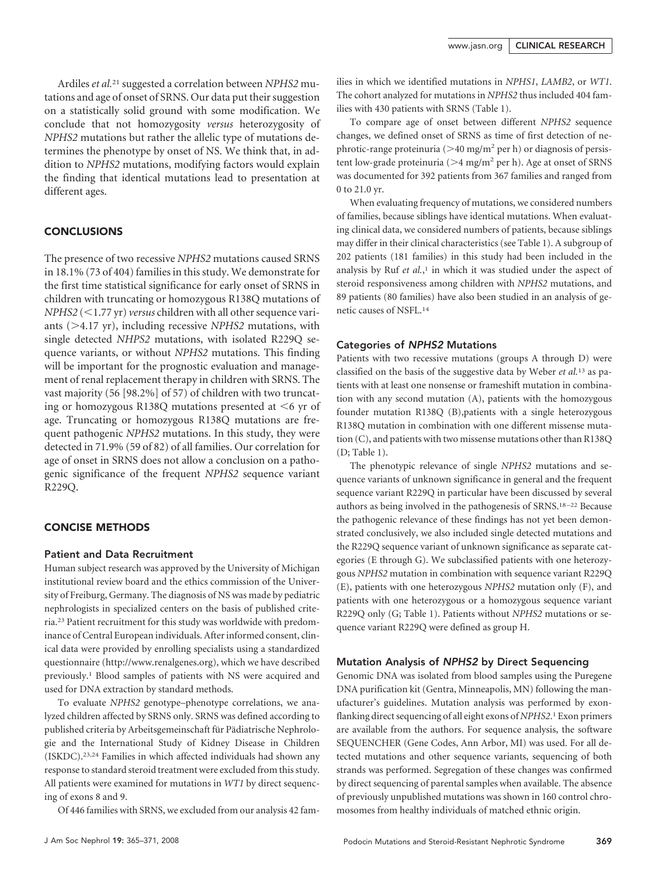Ardiles *et al.*[21] suggested a correlation between *NPHS2* mutations and age of onset of SRNS. Our data put their suggestion on a statistically solid ground with some modification. We conclude that not homozygosity *versus* heterozygosity of *NPHS2* mutations but rather the allelic type of mutations determines the phenotype by onset of NS. We think that, in addition to *NPHS2* mutations, modifying factors would explain the finding that identical mutations lead to presentation at different ages.

## CONCLUSIONS

The presence of two recessive *NPHS2* mutations caused SRNS in 18.1% (73 of 404) families in this study. We demonstrate for the first time statistical significance for early onset of SRNS in children with truncating or homozygous R138Q mutations of *NPHS2* (<1.77 yr) *versus* children with all other sequence variants (>4.17 yr), including recessive *NPHS2* mutations, with single detected *NHPS2* mutations, with isolated R229Q sequence variants, or without *NPHS2* mutations. This finding will be important for the prognostic evaluation and management of renal replacement therapy in children with SRNS. The vast majority (56 [98.2%] of 57) of children with two truncating or homozygous R138Q mutations presented at <6 yr of age. Truncating or homozygous R138Q mutations are frequent pathogenic *NPHS2* mutations. In this study, they were detected in 71.9% (59 of 82) of all families. Our correlation for age of onset in SRNS does not allow a conclusion on a pathogenic significance of the frequent *NPHS2* sequence variant R229Q.

## CONCISE METHODS

### Patient and Data Recruitment

Human subject research was approved by the University of Michigan institutional review board and the ethics commission of the University of Freiburg, Germany. The diagnosis of NS was made by pediatric nephrologists in specialized centers on the basis of published criteria.[23] Patient recruitment for this study was worldwide with predominance of Central European individuals. After informed consent, clinical data were provided by enrolling specialists using a standardized questionnaire (http://www.renalgenes.org), which we have described previously.[1] Blood samples of patients with NS were acquired and used for DNA extraction by standard methods.

To evaluate *NPHS2* genotype–phenotype correlations, we analyzed children affected by SRNS only. SRNS was defined according to published criteria by Arbeitsgemeinschaft für Pädiatrische Nephrologie and the International Study of Kidney Disease in Children (ISKDC).[23,24] Families in which affected individuals had shown any response to standard steroid treatment were excluded from this study. All patients were examined for mutations in *WT1* by direct sequencing of exons 8 and 9.

Of 446 families with SRNS, we excluded from our analysis 42 families in which we identified mutations in *NPHS1*, *LAMB2*, or *WT1*. The cohort analyzed for mutations in *NPHS2* thus included 404 families with 430 patients with SRNS (Table 1).

To compare age of onset between different *NPHS2* sequence changes, we defined onset of SRNS as time of first detection of nephrotic-range proteinuria (>40 mg/m$^2$ per h) or diagnosis of persistent low-grade proteinuria (>4 mg/m$^2$ per h). Age at onset of SRNS was documented for 392 patients from 367 families and ranged from 0 to 21.0 yr.

When evaluating frequency of mutations, we considered numbers of families, because siblings have identical mutations. When evaluating clinical data, we considered numbers of patients, because siblings may differ in their clinical characteristics (see Table 1). A subgroup of 202 patients (181 families) in this study had been included in the analysis by Ruf *et al.*,[1] in which it was studied under the aspect of steroid responsiveness among children with *NPHS2* mutations, and 89 patients (80 families) have also been studied in an analysis of genetic causes of NSFL.[14]

### Categories of *NPHS2* Mutations

Patients with two recessive mutations (groups A through D) were classified on the basis of the suggestive data by Weber *et al.*[13] as patients with at least one nonsense or frameshift mutation in combination with any second mutation (A), patients with the homozygous founder mutation R138Q (B),patients with a single heterozygous R138Q mutation in combination with one different missense mutation (C), and patients with two missense mutations other than R138Q (D; Table 1).

The phenotypic relevance of single *NPHS2* mutations and sequence variants of unknown significance in general and the frequent sequence variant R229Q in particular have been discussed by several authors as being involved in the pathogenesis of SRNS.[18–22] Because the pathogenic relevance of these findings has not yet been demonstrated conclusively, we also included single detected mutations and the R229Q sequence variant of unknown significance as separate categories (E through G). We subclassified patients with one heterozygous *NPHS2* mutation in combination with sequence variant R229Q (E), patients with one heterozygous *NPHS2* mutation only (F), and patients with one heterozygous or a homozygous sequence variant R229Q only (G; Table 1). Patients without *NPHS2* mutations or sequence variant R229Q were defined as group H.

### Mutation Analysis of *NPHS2* by Direct Sequencing

Genomic DNA was isolated from blood samples using the Puregene DNA purification kit (Gentra, Minneapolis, MN) following the manufacturer's guidelines. Mutation analysis was performed by exon-flanking direct sequencing of all eight exons of *NPHS2*.[1] Exon primers are available from the authors. For sequence analysis, the software SEQUENCHER (Gene Codes, Ann Arbor, MI) was used. For all detected mutations and other sequence variants, sequencing of both strands was performed. Segregation of these changes was confirmed by direct sequencing of parental samples when available. The absence of previously unpublished mutations was shown in 160 control chromosomes from healthy individuals of matched ethnic origin.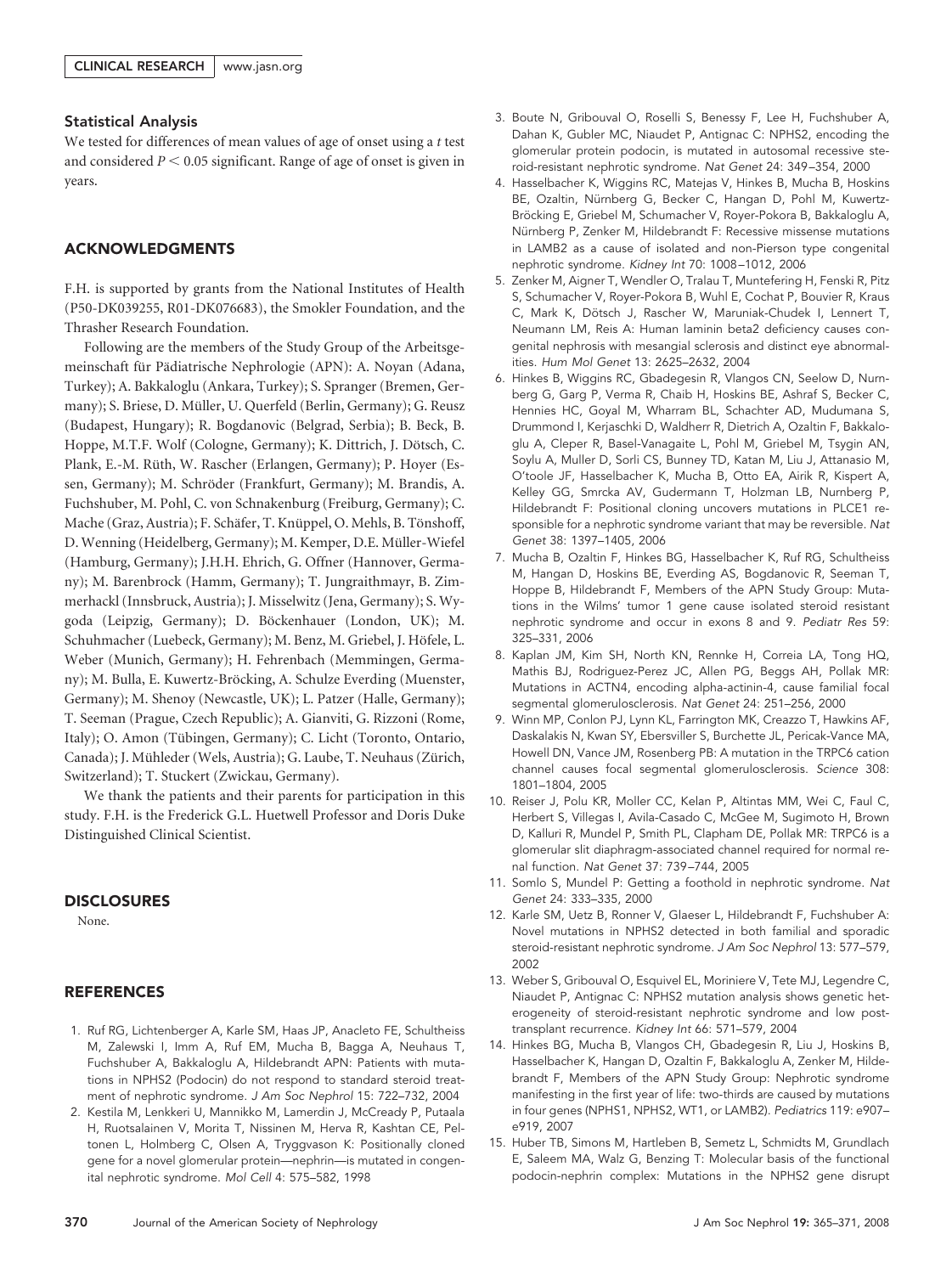### Statistical Analysis

We tested for differences of mean values of age of onset using a *t* test and considered $P < 0.05$ significant. Range of age of onset is given in years.

## ACKNOWLEDGMENTS

F.H. is supported by grants from the National Institutes of Health (P50-DK039255, R01-DK076683), the Smokler Foundation, and the Thrasher Research Foundation.

Following are the members of the Study Group of the Arbeitsgemeinschaft für Pädiatrische Nephrologie (APN): A. Noyan (Adana, Turkey); A. Bakkaloglu (Ankara, Turkey); S. Spranger (Bremen, Germany); S. Briese, D. Müller, U. Querfeld (Berlin, Germany); G. Reusz (Budapest, Hungary); R. Bogdanovic (Belgrad, Serbia); B. Beck, B. Hoppe, M.T.F. Wolf (Cologne, Germany); K. Dittrich, J. Dötsch, C. Plank, E.-M. Rüth, W. Rascher (Erlangen, Germany); P. Hoyer (Essen, Germany); M. Schröder (Frankfurt, Germany); M. Brandis, A. Fuchshuber, M. Pohl, C. von Schnakenburg (Freiburg, Germany); C. Mache (Graz, Austria); F. Schäfer, T. Knüppel, O. Mehls, B. Tönshoff, D. Wenning (Heidelberg, Germany); M. Kemper, D.E. Müller-Wiefel (Hamburg, Germany); J.H.H. Ehrich, G. Offner (Hannover, Germany); M. Barenbrock (Hamm, Germany); T. Jungraithmayr, B. Zimmerhackl (Innsbruck, Austria); J. Misselwitz (Jena, Germany); S. Wygoda (Leipzig, Germany); D. Böckenhauer (London, UK); M. Schuhmacher (Luebeck, Germany); M. Benz, M. Griebel, J. Höfele, L. Weber (Munich, Germany); H. Fehrenbach (Memmingen, Germany); M. Bulla, E. Kuwertz-Bröcking, A. Schulze Everding (Muenster, Germany); M. Shenoy (Newcastle, UK); L. Patzer (Halle, Germany); T. Seeman (Prague, Czech Republic); A. Gianviti, G. Rizzoni (Rome, Italy); O. Amon (Tübingen, Germany); C. Licht (Toronto, Ontario, Canada); J. Mühleder (Wels, Austria); G. Laube, T. Neuhaus (Zürich, Switzerland); T. Stuckert (Zwickau, Germany).

We thank the patients and their parents for participation in this study. F.H. is the Frederick G.L. Huetwell Professor and Doris Duke Distinguished Clinical Scientist.

## DISCLOSURES

None.

## REFERENCES

1. Ruf RG, Lichtenberger A, Karle SM, Haas JP, Anacleto FE, Schultheiss M, Zalewski I, Imm A, Ruf EM, Mucha B, Bagga A, Neuhaus T, Fuchshuber A, Bakkaloglu A, Hildebrandt APN: Patients with mutations in NPHS2 (Podocin) do not respond to standard steroid treatment of nephrotic syndrome. *J Am Soc Nephrol* 15: 722–732, 2004
2. Kestila M, Lenkkeri U, Mannikko M, Lamerdin J, McCready P, Putaala H, Ruotsalainen V, Morita T, Nissinen M, Herva R, Kashtan CE, Peltonen L, Holmberg C, Olsen A, Tryggvason K: Positionally cloned gene for a novel glomerular protein—nephrin—is mutated in congenital nephrotic syndrome. *Mol Cell* 4: 575–582, 1998
3. Boute N, Gribouval O, Roselli S, Benessy F, Lee H, Fuchshuber A, Dahan K, Gubler MC, Niaudet P, Antignac C: NPHS2, encoding the glomerular protein podocin, is mutated in autosomal recessive steroid-resistant nephrotic syndrome. *Nat Genet* 24: 349–354, 2000
4. Hasselbacher K, Wiggins RC, Matejas V, Hinkes B, Mucha B, Hoskins BE, Ozaltin, Nürnberg G, Becker C, Hangan D, Pohl M, Kuwertz-Bröcking E, Griebel M, Schumacher V, Royer-Pokora B, Bakkaloglu A, Nürnberg P, Zenker M, Hildebrandt F: Recessive missense mutations in LAMB2 as a cause of isolated and non-Pierson type congenital nephrotic syndrome. *Kidney Int* 70: 1008–1012, 2006
5. Zenker M, Aigner T, Wendler O, Tralau T, Muntefering H, Fenski R, Pitz S, Schumacher V, Royer-Pokora B, Wuhl E, Cochat P, Bouvier R, Kraus C, Mark K, Dötsch J, Rascher W, Maruniak-Chudek I, Lennert T, Neumann LM, Reis A: Human laminin beta2 deficiency causes congenital nephrosis with mesangial sclerosis and distinct eye abnormalities. *Hum Mol Genet* 13: 2625–2632, 2004
6. Hinkes B, Wiggins RC, Gbadegesin R, Vlangos CN, Seelow D, Nurnberg G, Garg P, Verma R, Chaib H, Hoskins BE, Ashraf S, Becker C, Hennies HC, Goyal M, Wharram BL, Schachter AD, Mudumana S, Drummond I, Kerjaschki D, Waldherr R, Dietrich A, Ozaltin F, Bakkaloglu A, Cleper R, Basel-Vanagaite L, Pohl M, Griebel M, Tsygin AN, Soylu A, Muller D, Sorli CS, Bunney TD, Katan M, Liu J, Attanasio M, O'toole JF, Hasselbacher K, Mucha B, Otto EA, Airik R, Kispert A, Kelley GG, Smrcka AV, Gudermann T, Holzman LB, Nurnberg P, Hildebrandt F: Positional cloning uncovers mutations in PLCE1 responsible for a nephrotic syndrome variant that may be reversible. *Nat Genet* 38: 1397–1405, 2006
7. Mucha B, Ozaltin F, Hinkes BG, Hasselbacher K, Ruf RG, Schultheiss M, Hangan D, Hoskins BE, Everding AS, Bogdanovic R, Seeman T, Hoppe B, Hildebrandt F, Members of the APN Study Group: Mutations in the Wilms' tumor 1 gene cause isolated steroid resistant nephrotic syndrome and occur in exons 8 and 9. *Pediatr Res* 59: 325–331, 2006
8. Kaplan JM, Kim SH, North KN, Rennke H, Correia LA, Tong HQ, Mathis BJ, Rodriguez-Perez JC, Allen PG, Beggs AH, Pollak MR: Mutations in ACTN4, encoding alpha-actinin-4, cause familial focal segmental glomerulosclerosis. *Nat Genet* 24: 251–256, 2000
9. Winn MP, Conlon PJ, Lynn KL, Farrington MK, Creazzo T, Hawkins AF, Daskalakis N, Kwan SY, Ebersviller S, Burchette JL, Pericak-Vance MA, Howell DN, Vance JM, Rosenberg PB: A mutation in the TRPC6 cation channel causes familial focal segmental glomerulosclerosis. *Science* 308: 1801–1804, 2005
10. Reiser J, Polu KR, Moller CC, Kelan P, Altintas MM, Wei C, Faul C, Herbert S, Villegas I, Avila-Casado C, McGee M, Sugimoto H, Brown D, Kalluri R, Mundel P, Smith PL, Clapham DE, Pollak MR: TRPC6 is a glomerular slit diaphragm-associated channel required for normal renal function. *Nat Genet* 37: 739–744, 2005
11. Somlo S, Mundel P: Getting a foothold in nephrotic syndrome. *Nat Genet* 24: 333–335, 2000
12. Karle SM, Uetz B, Ronner V, Glaeser L, Hildebrandt F, Fuchshuber A: Novel mutations in NPHS2 detected in both familial and sporadic steroid-resistant nephrotic syndrome. *J Am Soc Nephrol* 13: 577–579, 2002
13. Weber S, Gribouval O, Esquivel EL, Moriniere V, Tete MJ, Legendre C, Niaudet P, Antignac C: NPHS2 mutation analysis shows genetic heterogeneity of steroid-resistant nephrotic syndrome and low post-transplant recurrence. *Kidney Int* 66: 571–579, 2004
14. Hinkes BG, Mucha B, Vlangos CH, Gbadegesin R, Liu J, Hoskins B, Hasselbacher K, Hangan D, Ozaltin F, Bakkaloglu A, Zenker M, Hildebrandt F, Members of the APN Study Group: Nephrotic syndrome manifesting in the first year of life: two-thirds are caused by mutations in four genes (NPHS1, NPHS2, WT1, or LAMB2). *Pediatrics* 119: e907–e919, 2007
15. Huber TB, Simons M, Hartleben B, Semetz L, Schmidts M, Grundlach E, Saleem MA, Walz G, Benzing T: Molecular basis of the functional podocin-nephrin complex: Mutations in the NPHS2 gene disrupt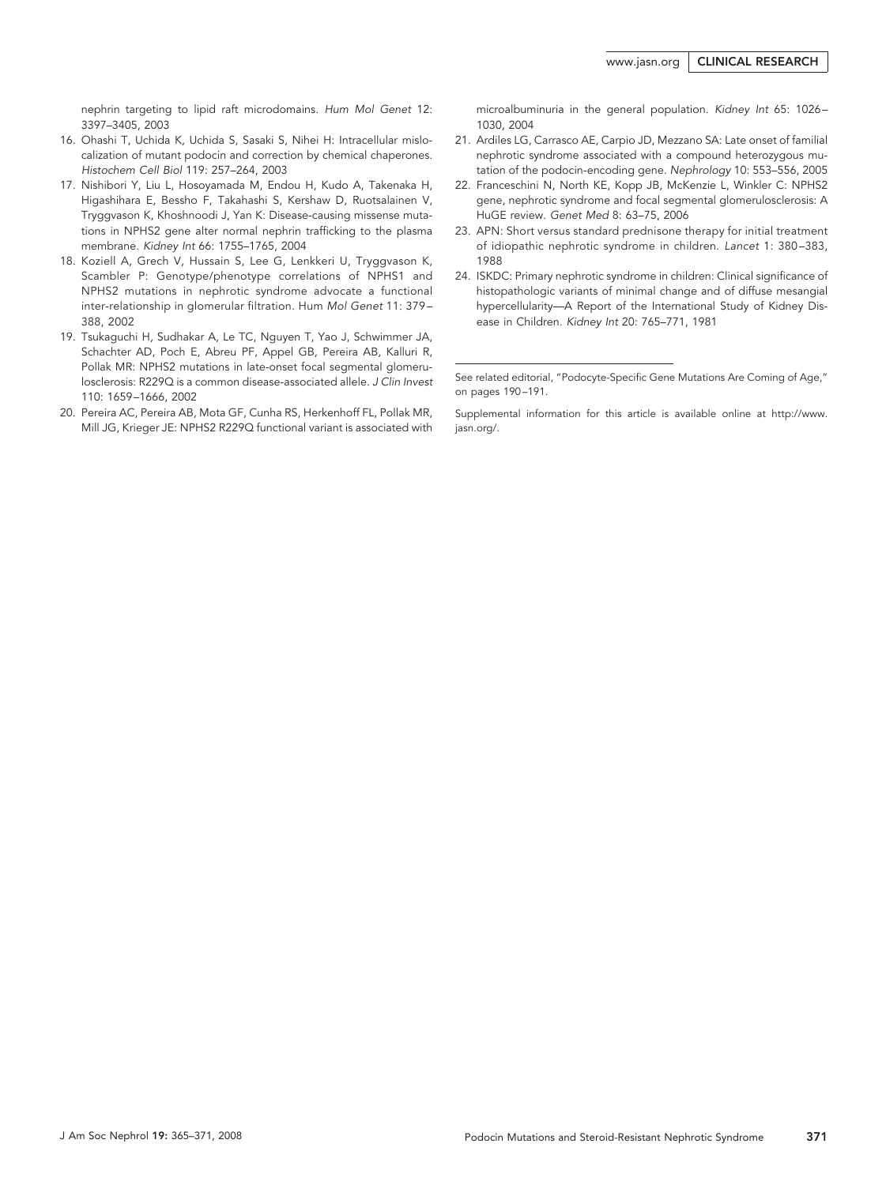nephrin targeting to lipid raft microdomains. *Hum Mol Genet* 12: 3397–3405, 2003

16. Ohashi T, Uchida K, Uchida S, Sasaki S, Nihei H: Intracellular mislocalization of mutant podocin and correction by chemical chaperones. *Histochem Cell Biol* 119: 257–264, 2003
17. Nishibori Y, Liu L, Hosoyamada M, Endou H, Kudo A, Takenaka H, Higashihara E, Bessho F, Takahashi S, Kershaw D, Ruotsalainen V, Tryggvason K, Khoshnoodi J, Yan K: Disease-causing missense mutations in NPHS2 gene alter normal nephrin trafficking to the plasma membrane. *Kidney Int* 66: 1755–1765, 2004
18. Koziell A, Grech V, Hussain S, Lee G, Lenkkeri U, Tryggvason K, Scambler P: Genotype/phenotype correlations of NPHS1 and NPHS2 mutations in nephrotic syndrome advocate a functional inter-relationship in glomerular filtration. Hum *Mol Genet* 11: 379–388, 2002
19. Tsukaguchi H, Sudhakar A, Le TC, Nguyen T, Yao J, Schwimmer JA, Schachter AD, Poch E, Abreu PF, Appel GB, Pereira AB, Kalluri R, Pollak MR: NPHS2 mutations in late-onset focal segmental glomerulosclerosis: R229Q is a common disease-associated allele. *J Clin Invest* 110: 1659–1666, 2002
20. Pereira AC, Pereira AB, Mota GF, Cunha RS, Herkenhoff FL, Pollak MR, Mill JG, Krieger JE: NPHS2 R229Q functional variant is associated with microalbuminuria in the general population. *Kidney Int* 65: 1026–1030, 2004
21. Ardiles LG, Carrasco AE, Carpio JD, Mezzano SA: Late onset of familial nephrotic syndrome associated with a compound heterozygous mutation of the podocin-encoding gene. *Nephrology* 10: 553–556, 2005
22. Franceschini N, North KE, Kopp JB, McKenzie L, Winkler C: NPHS2 gene, nephrotic syndrome and focal segmental glomerulosclerosis: A HuGE review. *Genet Med* 8: 63–75, 2006
23. APN: Short versus standard prednisone therapy for initial treatment of idiopathic nephrotic syndrome in children. *Lancet* 1: 380–383, 1988
24. ISKDC: Primary nephrotic syndrome in children: Clinical significance of histopathologic variants of minimal change and of diffuse mesangial hypercellularity—A Report of the International Study of Kidney Disease in Children. *Kidney Int* 20: 765–771, 1981

---

See related editorial, "Podocyte-Specific Gene Mutations Are Coming of Age," on pages 190–191.

Supplemental information for this article is available online at http://www.jasn.org/.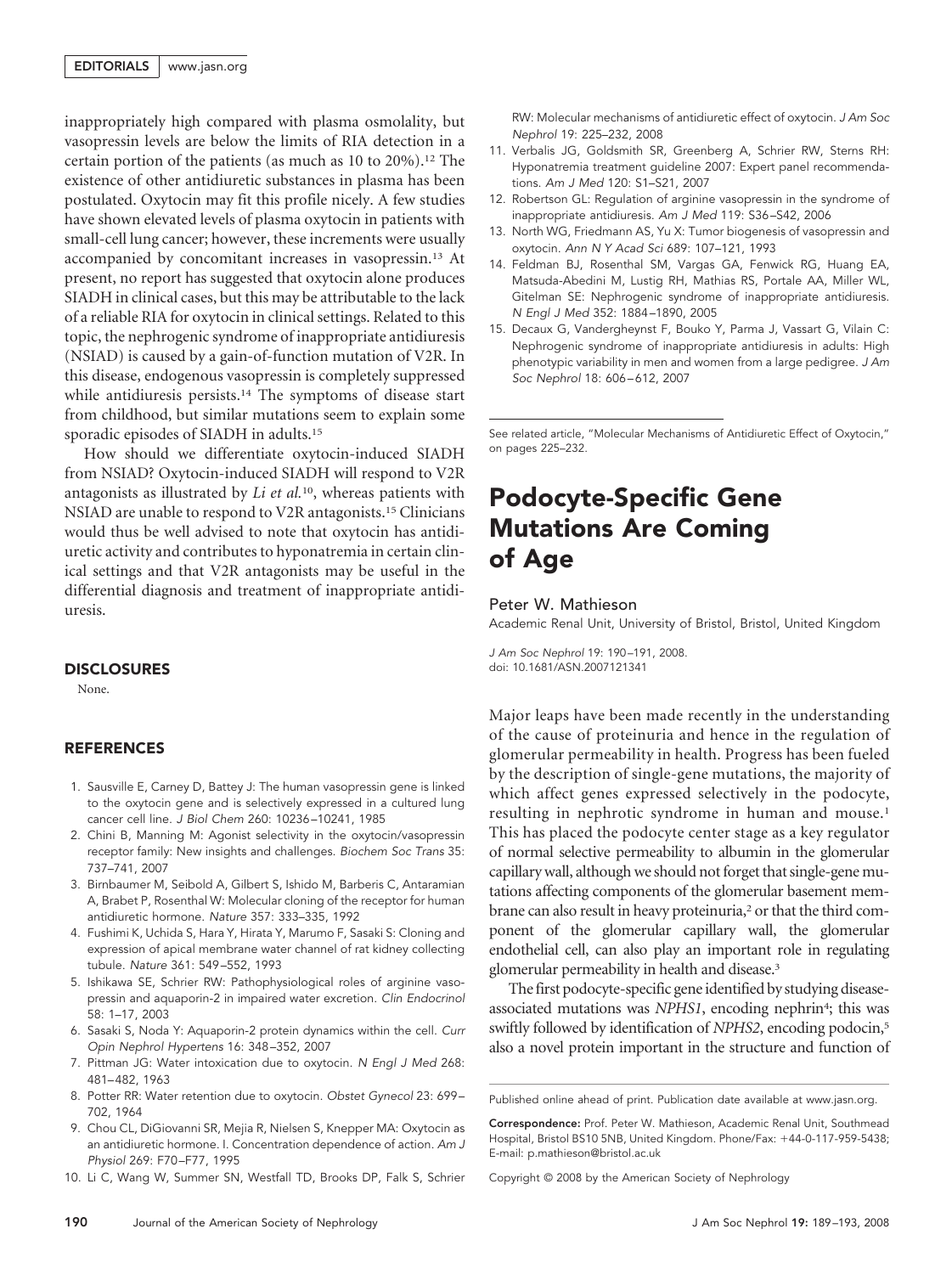inappropriately high compared with plasma osmolality, but vasopressin levels are below the limits of RIA detection in a certain portion of the patients (as much as 10 to 20%).[12] The existence of other antidiuretic substances in plasma has been postulated. Oxytocin may fit this profile nicely. A few studies have shown elevated levels of plasma oxytocin in patients with small-cell lung cancer; however, these increments were usually accompanied by concomitant increases in vasopressin.[13] At present, no report has suggested that oxytocin alone produces SIADH in clinical cases, but this may be attributable to the lack of a reliable RIA for oxytocin in clinical settings. Related to this topic, the nephrogenic syndrome of inappropriate antidiuresis (NSIAD) is caused by a gain-of-function mutation of V2R. In this disease, endogenous vasopressin is completely suppressed while antidiuresis persists.[14] The symptoms of disease start from childhood, but similar mutations seem to explain some sporadic episodes of SIADH in adults.[15]

How should we differentiate oxytocin-induced SIADH from NSIAD? Oxytocin-induced SIADH will respond to V2R antagonists as illustrated by *Li et al.*[10], whereas patients with NSIAD are unable to respond to V2R antagonists.[15] Clinicians would thus be well advised to note that oxytocin has antidiuretic activity and contributes to hyponatremia in certain clinical settings and that V2R antagonists may be useful in the differential diagnosis and treatment of inappropriate antidiuresis.

## DISCLOSURES

None.

## REFERENCES

1. Sausville E, Carney D, Battey J: The human vasopressin gene is linked to the oxytocin gene and is selectively expressed in a cultured lung cancer cell line. *J Biol Chem* 260: 10236–10241, 1985
2. Chini B, Manning M: Agonist selectivity in the oxytocin/vasopressin receptor family: New insights and challenges. *Biochem Soc Trans* 35: 737–741, 2007
3. Birnbaumer M, Seibold A, Gilbert S, Ishido M, Barberis C, Antaramian A, Brabet P, Rosenthal W: Molecular cloning of the receptor for human antidiuretic hormone. *Nature* 357: 333–335, 1992
4. Fushimi K, Uchida S, Hara Y, Hirata Y, Marumo F, Sasaki S: Cloning and expression of apical membrane water channel of rat kidney collecting tubule. *Nature* 361: 549–552, 1993
5. Ishikawa SE, Schrier RW: Pathophysiological roles of arginine vasopressin and aquaporin-2 in impaired water excretion. *Clin Endocrinol* 58: 1–17, 2003
6. Sasaki S, Noda Y: Aquaporin-2 protein dynamics within the cell. *Curr Opin Nephrol Hypertens* 16: 348–352, 2007
7. Pittman JG: Water intoxication due to oxytocin. *N Engl J Med* 268: 481–482, 1963
8. Potter RR: Water retention due to oxytocin. *Obstet Gynecol* 23: 699–702, 1964
9. Chou CL, DiGiovanni SR, Mejia R, Nielsen S, Knepper MA: Oxytocin as an antidiuretic hormone. I. Concentration dependence of action. *Am J Physiol* 269: F70–F77, 1995
10. Li C, Wang W, Summer SN, Westfall TD, Brooks DP, Falk S, Schrier RW: Molecular mechanisms of antidiuretic effect of oxytocin. *J Am Soc Nephrol* 19: 225–232, 2008
11. Verbalis JG, Goldsmith SR, Greenberg A, Schrier RW, Sterns RH: Hyponatremia treatment guideline 2007: Expert panel recommendations. *Am J Med* 120: S1–S21, 2007
12. Robertson GL: Regulation of arginine vasopressin in the syndrome of inappropriate antidiuresis. *Am J Med* 119: S36–S42, 2006
13. North WG, Friedmann AS, Yu X: Tumor biogenesis of vasopressin and oxytocin. *Ann N Y Acad Sci* 689: 107–121, 1993
14. Feldman BJ, Rosenthal SM, Vargas GA, Fenwick RG, Huang EA, Matsuda-Abedini M, Lustig RH, Mathias RS, Portale AA, Miller WL, Gitelman SE: Nephrogenic syndrome of inappropriate antidiuresis. *N Engl J Med* 352: 1884–1890, 2005
15. Decaux G, Vandergheynst F, Bouko Y, Parma J, Vassart G, Vilain C: Nephrogenic syndrome of inappropriate antidiuresis in adults: High phenotypic variability in men and women from a large pedigree. *J Am Soc Nephrol* 18: 606–612, 2007

See related article, "Molecular Mechanisms of Antidiuretic Effect of Oxytocin," on pages 225–232.

# Podocyte-Specific Gene Mutations Are Coming of Age

Peter W. Mathieson

Academic Renal Unit, University of Bristol, Bristol, United Kingdom

*J Am Soc Nephrol* 19: 190–191, 2008.
doi: 10.1681/ASN.2007121341

Major leaps have been made recently in the understanding of the cause of proteinuria and hence in the regulation of glomerular permeability in health. Progress has been fueled by the description of single-gene mutations, the majority of which affect genes expressed selectively in the podocyte, resulting in nephrotic syndrome in human and mouse.[1] This has placed the podocyte center stage as a key regulator of normal selective permeability to albumin in the glomerular capillary wall, although we should not forget that single-gene mutations affecting components of the glomerular basement membrane can also result in heavy proteinuria,[2] or that the third component of the glomerular capillary wall, the glomerular endothelial cell, can also play an important role in regulating glomerular permeability in health and disease.[3]

The first podocyte-specific gene identified by studying disease-associated mutations was *NPHS1*, encoding nephrin[4]; this was swiftly followed by identification of *NPHS2*, encoding podocin,[5] also a novel protein important in the structure and function of

Published online ahead of print. Publication date available at www.jasn.org.

**Correspondence:** Prof. Peter W. Mathieson, Academic Renal Unit, Southmead Hospital, Bristol BS10 5NB, United Kingdom. Phone/Fax: +44-0-117-959-5438; E-mail: p.mathieson@bristol.ac.uk

Copyright © 2008 by the American Society of Nephrology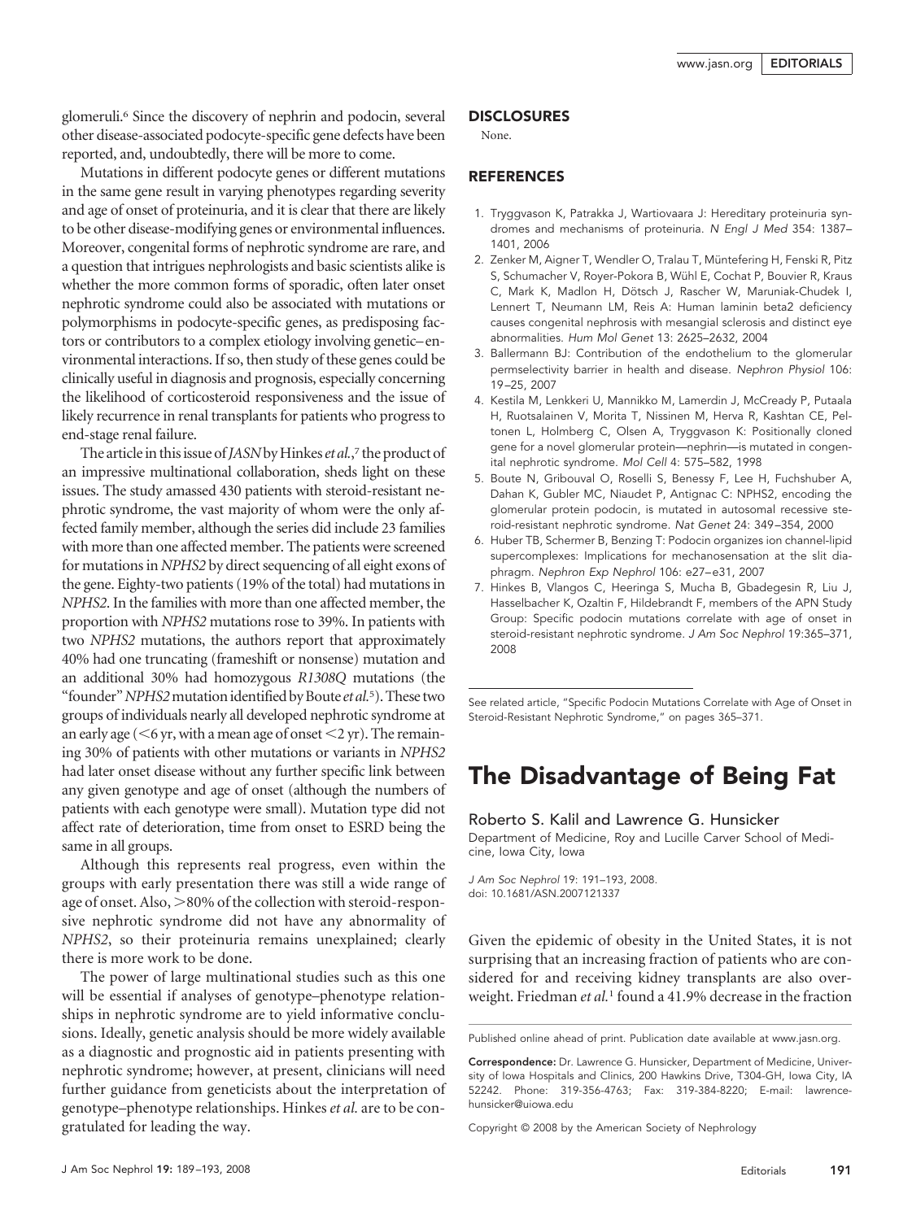glomeruli.[6] Since the discovery of nephrin and podocin, several other disease-associated podocyte-specific gene defects have been reported, and, undoubtedly, there will be more to come.

Mutations in different podocyte genes or different mutations in the same gene result in varying phenotypes regarding severity and age of onset of proteinuria, and it is clear that there are likely to be other disease-modifying genes or environmental influences. Moreover, congenital forms of nephrotic syndrome are rare, and a question that intrigues nephrologists and basic scientists alike is whether the more common forms of sporadic, often later onset nephrotic syndrome could also be associated with mutations or polymorphisms in podocyte-specific genes, as predisposing factors or contributors to a complex etiology involving genetic–environmental interactions. If so, then study of these genes could be clinically useful in diagnosis and prognosis, especially concerning the likelihood of corticosteroid responsiveness and the issue of likely recurrence in renal transplants for patients who progress to end-stage renal failure.

The article in this issue of *JASN* by Hinkes *et al.*,[7] the product of an impressive multinational collaboration, sheds light on these issues. The study amassed 430 patients with steroid-resistant nephrotic syndrome, the vast majority of whom were the only affected family member, although the series did include 23 families with more than one affected member. The patients were screened for mutations in *NPHS2* by direct sequencing of all eight exons of the gene. Eighty-two patients (19% of the total) had mutations in *NPHS2*. In the families with more than one affected member, the proportion with *NPHS2* mutations rose to 39%. In patients with two *NPHS2* mutations, the authors report that approximately 40% had one truncating (frameshift or nonsense) mutation and an additional 30% had homozygous *R1308Q* mutations (the "founder" *NPHS2* mutation identified by Boute *et al.*[5]). These two groups of individuals nearly all developed nephrotic syndrome at an early age (<6 yr, with a mean age of onset <2 yr). The remaining 30% of patients with other mutations or variants in *NPHS2* had later onset disease without any further specific link between any given genotype and age of onset (although the numbers of patients with each genotype were small). Mutation type did not affect rate of deterioration, time from onset to ESRD being the same in all groups.

Although this represents real progress, even within the groups with early presentation there was still a wide range of age of onset. Also, >80% of the collection with steroid-responsive nephrotic syndrome did not have any abnormality of *NPHS2*, so their proteinuria remains unexplained; clearly there is more work to be done.

The power of large multinational studies such as this one will be essential if analyses of genotype–phenotype relationships in nephrotic syndrome are to yield informative conclusions. Ideally, genetic analysis should be more widely available as a diagnostic and prognostic aid in patients presenting with nephrotic syndrome; however, at present, clinicians will need further guidance from geneticists about the interpretation of genotype–phenotype relationships. Hinkes *et al.* are to be congratulated for leading the way.

## DISCLOSURES

None.

## REFERENCES

1. Tryggvason K, Patrakka J, Wartiovaara J: Hereditary proteinuria syndromes and mechanisms of proteinuria. *N Engl J Med* 354: 1387–1401, 2006
2. Zenker M, Aigner T, Wendler O, Tralau T, Müntefering H, Fenski R, Pitz S, Schumacher V, Royer-Pokora B, Wühl E, Cochat P, Bouvier R, Kraus C, Mark K, Madlon H, Dötsch J, Rascher W, Maruniak-Chudek I, Lennert T, Neumann LM, Reis A: Human laminin beta2 deficiency causes congenital nephrosis with mesangial sclerosis and distinct eye abnormalities. *Hum Mol Genet* 13: 2625–2632, 2004
3. Ballermann BJ: Contribution of the endothelium to the glomerular permselectivity barrier in health and disease. *Nephron Physiol* 106: 19–25, 2007
4. Kestila M, Lenkkeri U, Mannikko M, Lamerdin J, McCready P, Putaala H, Ruotsalainen V, Morita T, Nissinen M, Herva R, Kashtan CE, Peltonen L, Holmberg C, Olsen A, Tryggvason K: Positionally cloned gene for a novel glomerular protein—nephrin—is mutated in congenital nephrotic syndrome. *Mol Cell* 4: 575–582, 1998
5. Boute N, Gribouval O, Roselli S, Benessy F, Lee H, Fuchshuber A, Dahan K, Gubler MC, Niaudet P, Antignac C: NPHS2, encoding the glomerular protein podocin, is mutated in autosomal recessive steroid-resistant nephrotic syndrome. *Nat Genet* 24: 349–354, 2000
6. Huber TB, Schermer B, Benzing T: Podocin organizes ion channel-lipid supercomplexes: Implications for mechanosensation at the slit diaphragm. *Nephron Exp Nephrol* 106: e27–e31, 2007
7. Hinkes B, Vlangos C, Heeringa S, Mucha B, Gbadegesin R, Liu J, Hasselbacher K, Ozaltin F, Hildebrandt F, members of the APN Study Group: Specific podocin mutations correlate with age of onset in steroid-resistant nephrotic syndrome. *J Am Soc Nephrol* 19:365–371, 2008

See related article, "Specific Podocin Mutations Correlate with Age of Onset in Steroid-Resistant Nephrotic Syndrome," on pages 365–371.

# The Disadvantage of Being Fat

**Roberto S. Kalil and Lawrence G. Hunsicker**

Department of Medicine, Roy and Lucille Carver School of Medicine, Iowa City, Iowa

*J Am Soc Nephrol* 19: 191–193, 2008.
doi: 10.1681/ASN.2007121337

Given the epidemic of obesity in the United States, it is not surprising that an increasing fraction of patients who are considered for and receiving kidney transplants are also overweight. Friedman *et al.*[1] found a 41.9% decrease in the fraction

Published online ahead of print. Publication date available at www.jasn.org.

**Correspondence:** Dr. Lawrence G. Hunsicker, Department of Medicine, University of Iowa Hospitals and Clinics, 200 Hawkins Drive, T304-GH, Iowa City, IA 52242. Phone: 319-356-4763; Fax: 319-384-8220; E-mail: lawrence-hunsicker@uiowa.edu

Copyright © 2008 by the American Society of Nephrology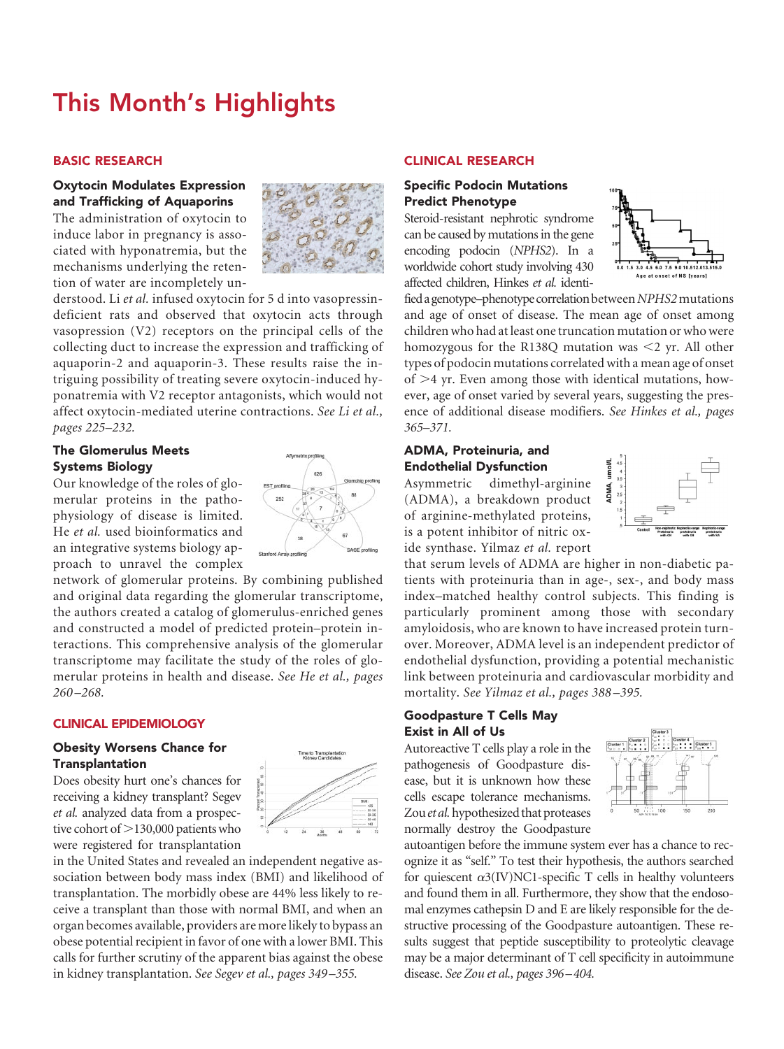# This Month's Highlights

## BASIC RESEARCH

### Oxytocin Modulates Expression and Trafficking of Aquaporins

The administration of oxytocin to induce labor in pregnancy is associated with hyponatremia, but the mechanisms underlying the retention of water are incompletely understood. Li *et al.* infused oxytocin for 5 d into vasopressin-deficient rats and observed that oxytocin acts through vasopression (V2) receptors on the principal cells of the collecting duct to increase the expression and trafficking of aquaporin-2 and aquaporin-3. These results raise the intriguing possibility of treating severe oxytocin-induced hyponatremia with V2 receptor antagonists, which would not affect oxytocin-mediated uterine contractions. *See Li et al., pages 225–232.*

### The Glomerulus Meets Systems Biology

Our knowledge of the roles of glomerular proteins in the pathophysiology of disease is limited. He *et al.* used bioinformatics and an integrative systems biology approach to unravel the complex network of glomerular proteins. By combining published and original data regarding the glomerular transcriptome, the authors created a catalog of glomerulus-enriched genes and constructed a model of predicted protein–protein interactions. This comprehensive analysis of the glomerular transcriptome may facilitate the study of the roles of glomerular proteins in health and disease. *See He et al., pages 260–268.*

## CLINICAL EPIDEMIOLOGY

### Obesity Worsens Chance for Transplantation

Does obesity hurt one's chances for receiving a kidney transplant? Segev *et al.* analyzed data from a prospective cohort of >130,000 patients who were registered for transplantation in the United States and revealed an independent negative association between body mass index (BMI) and likelihood of transplantation. The morbidly obese are 44% less likely to receive a transplant than those with normal BMI, and when an organ becomes available, providers are more likely to bypass an obese potential recipient in favor of one with a lower BMI. This calls for further scrutiny of the apparent bias against the obese in kidney transplantation. *See Segev et al., pages 349–355.*

## CLINICAL RESEARCH

### Specific Podocin Mutations Predict Phenotype

Steroid-resistant nephrotic syndrome can be caused by mutations in the gene encoding podocin (*NPHS2*). In a worldwide cohort study involving 430 affected children, Hinkes *et al.* identified a genotype–phenotype correlation between *NPHS2* mutations and age of onset of disease. The mean age of onset among children who had at least one truncation mutation or who were homozygous for the R138Q mutation was <2 yr. All other types of podocin mutations correlated with a mean age of onset of >4 yr. Even among those with identical mutations, however, age of onset varied by several years, suggesting the presence of additional disease modifiers. *See Hinkes et al., pages 365–371.*

### ADMA, Proteinuria, and Endothelial Dysfunction

Asymmetric dimethyl-arginine (ADMA), a breakdown product of arginine-methylated proteins, is a potent inhibitor of nitric oxide synthase. Yilmaz *et al.* report that serum levels of ADMA are higher in non-diabetic patients with proteinuria than in age-, sex-, and body mass index–matched healthy control subjects. This finding is particularly prominent among those with secondary amyloidosis, who are known to have increased protein turnover. Moreover, ADMA level is an independent predictor of endothelial dysfunction, providing a potential mechanistic link between proteinuria and cardiovascular morbidity and mortality. *See Yilmaz et al., pages 388–395.*

### Goodpasture T Cells May Exist in All of Us

Autoreactive T cells play a role in the pathogenesis of Goodpasture disease, but it is unknown how these cells escape tolerance mechanisms. Zou *et al.* hypothesized that proteases normally destroy the Goodpasture autoantigen before the immune system ever has a chance to recognize it as "self." To test their hypothesis, the authors searched for quiescent $\alpha$3(IV)NC1-specific T cells in healthy volunteers and found them in all. Furthermore, they show that the endosomal enzymes cathepsin D and E are likely responsible for the destructive processing of the Goodpasture autoantigen. These results suggest that peptide susceptibility to proteolytic cleavage may be a major determinant of T cell specificity in autoimmune disease. *See Zou et al., pages 396–404.*